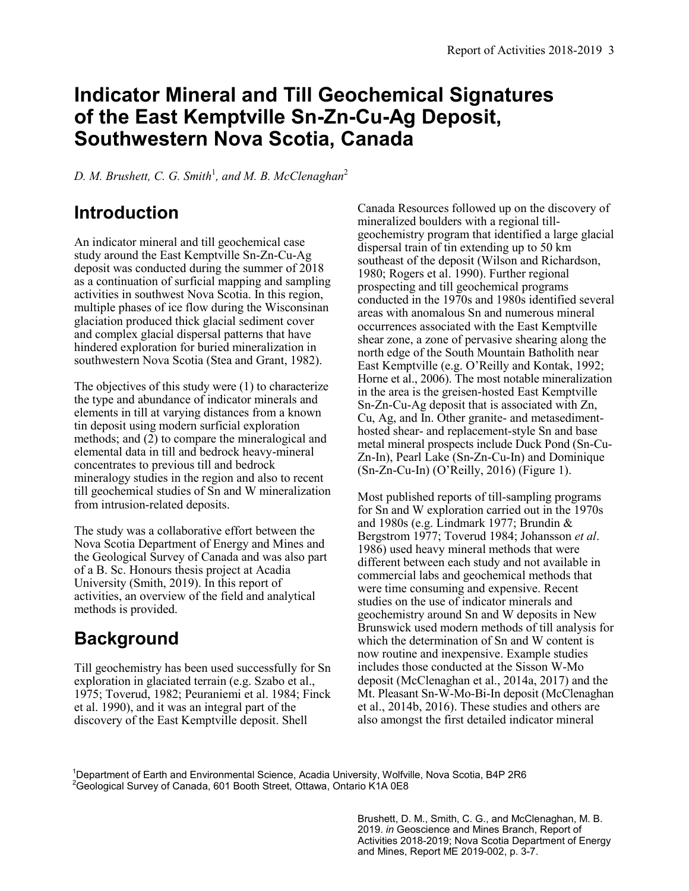# Indicator Mineral and Till Geochemical Signatures of the East Kemptville Sn-Zn-Cu-Ag Deposit, Southwestern Nova Scotia, Canada

*D. M. Brushett, C. G. Smith*[1]*, and M. B. McClenaghan*[2]

## Introduction

An indicator mineral and till geochemical case study around the East Kemptville Sn-Zn-Cu-Ag deposit was conducted during the summer of 2018 as a continuation of surficial mapping and sampling activities in southwest Nova Scotia. In this region, multiple phases of ice flow during the Wisconsinan glaciation produced thick glacial sediment cover and complex glacial dispersal patterns that have hindered exploration for buried mineralization in southwestern Nova Scotia (Stea and Grant, 1982).

The objectives of this study were (1) to characterize the type and abundance of indicator minerals and elements in till at varying distances from a known tin deposit using modern surficial exploration methods; and (2) to compare the mineralogical and elemental data in till and bedrock heavy-mineral concentrates to previous till and bedrock mineralogy studies in the region and also to recent till geochemical studies of Sn and W mineralization from intrusion-related deposits.

The study was a collaborative effort between the Nova Scotia Department of Energy and Mines and the Geological Survey of Canada and was also part of a B. Sc. Honours thesis project at Acadia University (Smith, 2019). In this report of activities, an overview of the field and analytical methods is provided.

## Background

Till geochemistry has been used successfully for Sn exploration in glaciated terrain (e.g. Szabo et al., 1975; Toverud, 1982; Peuraniemi et al. 1984; Finck et al. 1990), and it was an integral part of the discovery of the East Kemptville deposit. Shell Canada Resources followed up on the discovery of mineralized boulders with a regional till-geochemistry program that identified a large glacial dispersal train of tin extending up to 50 km southeast of the deposit (Wilson and Richardson, 1980; Rogers et al. 1990). Further regional prospecting and till geochemical programs conducted in the 1970s and 1980s identified several areas with anomalous Sn and numerous mineral occurrences associated with the East Kemptville shear zone, a zone of pervasive shearing along the north edge of the South Mountain Batholith near East Kemptville (e.g. O'Reilly and Kontak, 1992; Horne et al., 2006). The most notable mineralization in the area is the greisen-hosted East Kemptville Sn-Zn-Cu-Ag deposit that is associated with Zn, Cu, Ag, and In. Other granite- and metasediment-hosted shear- and replacement-style Sn and base metal mineral prospects include Duck Pond (Sn-Cu-Zn-In), Pearl Lake (Sn-Zn-Cu-In) and Dominique (Sn-Zn-Cu-In) (O'Reilly, 2016) (Figure 1).

Most published reports of till-sampling programs for Sn and W exploration carried out in the 1970s and 1980s (e.g. Lindmark 1977; Brundin & Bergstrom 1977; Toverud 1984; Johansson *et al*. 1986) used heavy mineral methods that were different between each study and not available in commercial labs and geochemical methods that were time consuming and expensive. Recent studies on the use of indicator minerals and geochemistry around Sn and W deposits in New Brunswick used modern methods of till analysis for which the determination of Sn and W content is now routine and inexpensive. Example studies includes those conducted at the Sisson W-Mo deposit (McClenaghan et al., 2014a, 2017) and the Mt. Pleasant Sn-W-Mo-Bi-In deposit (McClenaghan et al., 2014b, 2016). These studies and others are also amongst the first detailed indicator mineral

[1]Department of Earth and Environmental Science, Acadia University, Wolfville, Nova Scotia, B4P 2R6
[2]Geological Survey of Canada, 601 Booth Street, Ottawa, Ontario K1A 0E8

Brushett, D. M., Smith, C. G., and McClenaghan, M. B. 2019. *in* Geoscience and Mines Branch, Report of Activities 2018-2019; Nova Scotia Department of Energy and Mines, Report ME 2019-002, p. 3-7.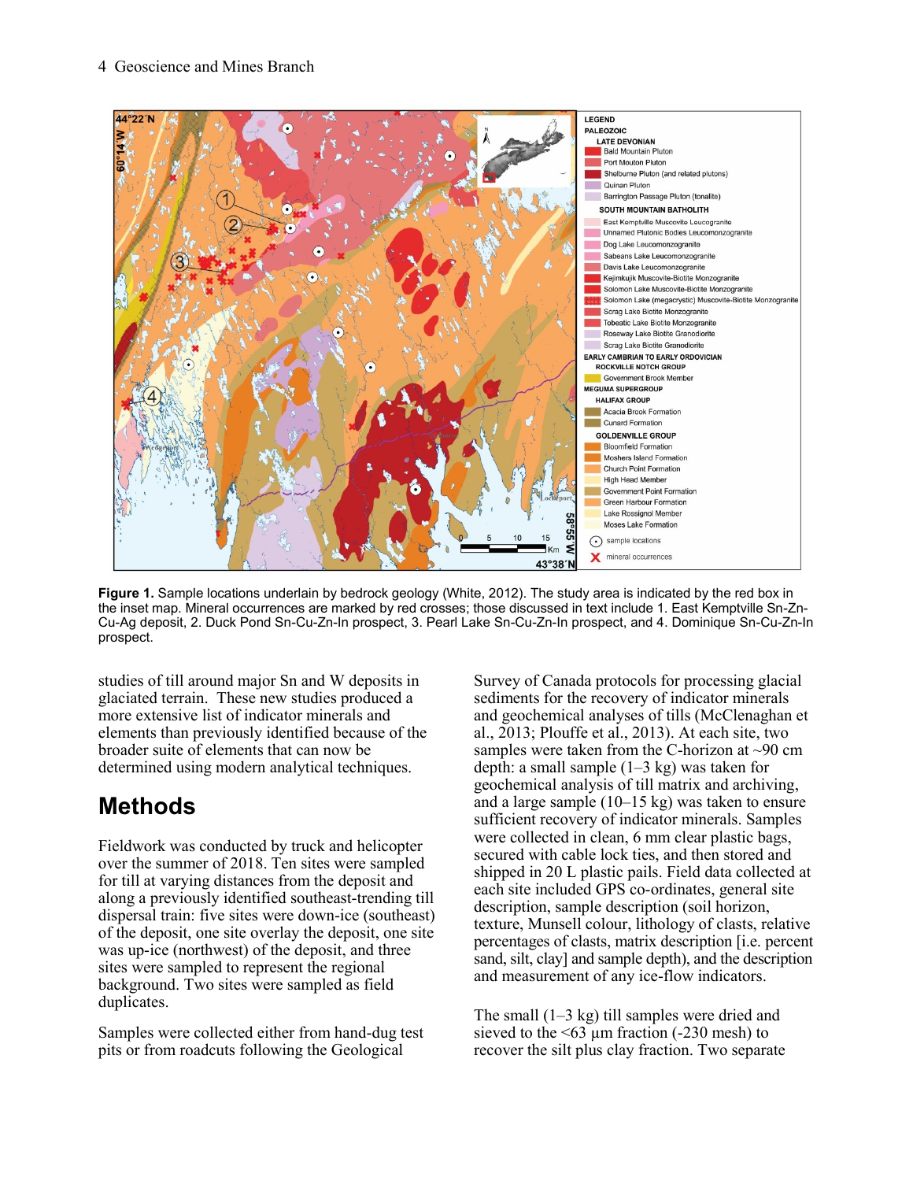**Figure 1.** Sample locations underlain by bedrock geology (White, 2012). The study area is indicated by the red box in the inset map. Mineral occurrences are marked by red crosses; those discussed in text include 1. East Kemptville Sn-Zn-Cu-Ag deposit, 2. Duck Pond Sn-Cu-Zn-In prospect, 3. Pearl Lake Sn-Cu-Zn-In prospect, and 4. Dominique Sn-Cu-Zn-In prospect.

studies of till around major Sn and W deposits in glaciated terrain. These new studies produced a more extensive list of indicator minerals and elements than previously identified because of the broader suite of elements that can now be determined using modern analytical techniques.

# Methods

Fieldwork was conducted by truck and helicopter over the summer of 2018. Ten sites were sampled for till at varying distances from the deposit and along a previously identified southeast-trending till dispersal train: five sites were down-ice (southeast) of the deposit, one site overlay the deposit, one site was up-ice (northwest) of the deposit, and three sites were sampled to represent the regional background. Two sites were sampled as field duplicates.

Samples were collected either from hand-dug test pits or from roadcuts following the Geological Survey of Canada protocols for processing glacial sediments for the recovery of indicator minerals and geochemical analyses of tills (McClenaghan et al., 2013; Plouffe et al., 2013). At each site, two samples were taken from the C-horizon at ~90 cm depth: a small sample (1–3 kg) was taken for geochemical analysis of till matrix and archiving, and a large sample (10–15 kg) was taken to ensure sufficient recovery of indicator minerals. Samples were collected in clean, 6 mm clear plastic bags, secured with cable lock ties, and then stored and shipped in 20 L plastic pails. Field data collected at each site included GPS co-ordinates, general site description, sample description (soil horizon, texture, Munsell colour, lithology of clasts, relative percentages of clasts, matrix description [i.e. percent sand, silt, clay] and sample depth), and the description and measurement of any ice-flow indicators.

The small (1–3 kg) till samples were dried and sieved to the <63 µm fraction (-230 mesh) to recover the silt plus clay fraction. Two separate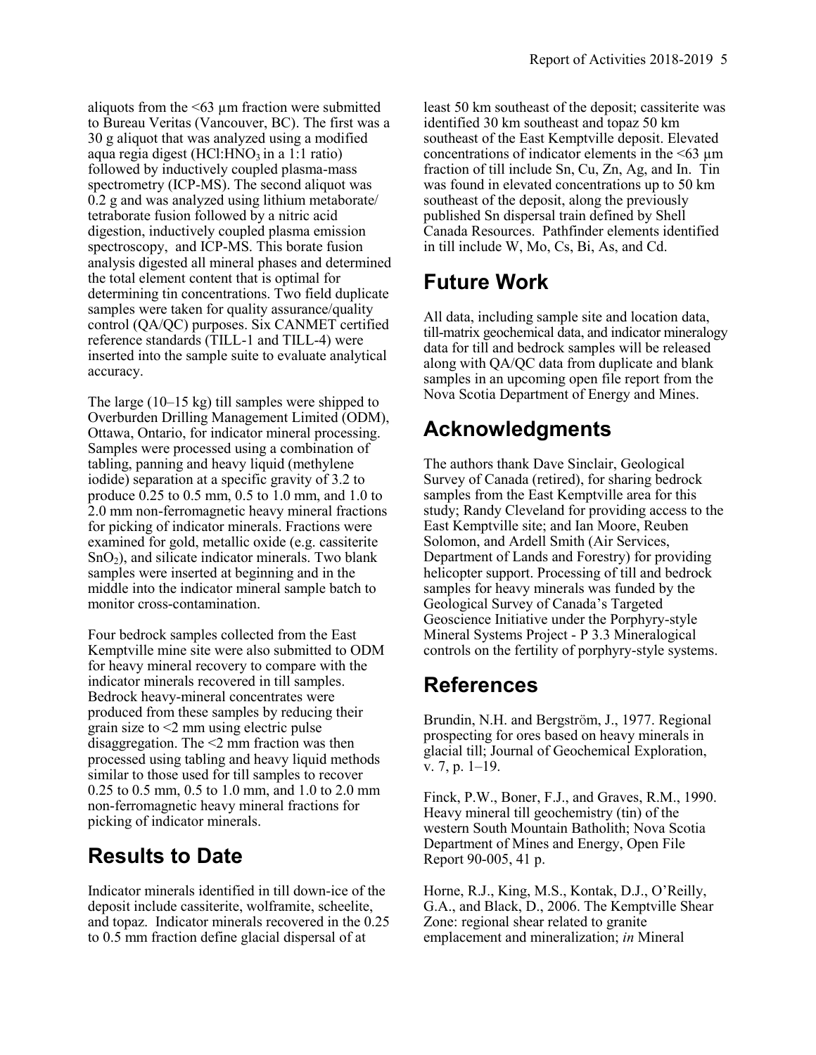aliquots from the <63 µm fraction were submitted to Bureau Veritas (Vancouver, BC). The first was a 30 g aliquot that was analyzed using a modified aqua regia digest ($HCl:HNO_3$ in a 1:1 ratio) followed by inductively coupled plasma-mass spectrometry (ICP-MS). The second aliquot was 0.2 g and was analyzed using lithium metaborate/tetraborate fusion followed by a nitric acid digestion, inductively coupled plasma emission spectroscopy, and ICP-MS. This borate fusion analysis digested all mineral phases and determined the total element content that is optimal for determining tin concentrations. Two field duplicate samples were taken for quality assurance/quality control (QA/QC) purposes. Six CANMET certified reference standards (TILL-1 and TILL-4) were inserted into the sample suite to evaluate analytical accuracy.

The large (10–15 kg) till samples were shipped to Overburden Drilling Management Limited (ODM), Ottawa, Ontario, for indicator mineral processing. Samples were processed using a combination of tabling, panning and heavy liquid (methylene iodide) separation at a specific gravity of 3.2 to produce 0.25 to 0.5 mm, 0.5 to 1.0 mm, and 1.0 to 2.0 mm non-ferromagnetic heavy mineral fractions for picking of indicator minerals. Fractions were examined for gold, metallic oxide (e.g. cassiterite $SnO_2$), and silicate indicator minerals. Two blank samples were inserted at beginning and in the middle into the indicator mineral sample batch to monitor cross-contamination.

Four bedrock samples collected from the East Kemptville mine site were also submitted to ODM for heavy mineral recovery to compare with the indicator minerals recovered in till samples. Bedrock heavy-mineral concentrates were produced from these samples by reducing their grain size to <2 mm using electric pulse disaggregation. The <2 mm fraction was then processed using tabling and heavy liquid methods similar to those used for till samples to recover 0.25 to 0.5 mm, 0.5 to 1.0 mm, and 1.0 to 2.0 mm non-ferromagnetic heavy mineral fractions for picking of indicator minerals.

## Results to Date

Indicator minerals identified in till down-ice of the deposit include cassiterite, wolframite, scheelite, and topaz. Indicator minerals recovered in the 0.25 to 0.5 mm fraction define glacial dispersal of at least 50 km southeast of the deposit; cassiterite was identified 30 km southeast and topaz 50 km southeast of the East Kemptville deposit. Elevated concentrations of indicator elements in the <63 µm fraction of till include Sn, Cu, Zn, Ag, and In. Tin was found in elevated concentrations up to 50 km southeast of the deposit, along the previously published Sn dispersal train defined by Shell Canada Resources. Pathfinder elements identified in till include W, Mo, Cs, Bi, As, and Cd.

## Future Work

All data, including sample site and location data, till-matrix geochemical data, and indicator mineralogy data for till and bedrock samples will be released along with QA/QC data from duplicate and blank samples in an upcoming open file report from the Nova Scotia Department of Energy and Mines.

## Acknowledgments

The authors thank Dave Sinclair, Geological Survey of Canada (retired), for sharing bedrock samples from the East Kemptville area for this study; Randy Cleveland for providing access to the East Kemptville site; and Ian Moore, Reuben Solomon, and Ardell Smith (Air Services, Department of Lands and Forestry) for providing helicopter support. Processing of till and bedrock samples for heavy minerals was funded by the Geological Survey of Canada's Targeted Geoscience Initiative under the Porphyry-style Mineral Systems Project - P 3.3 Mineralogical controls on the fertility of porphyry-style systems.

## References

Brundin, N.H. and Bergström, J., 1977. Regional prospecting for ores based on heavy minerals in glacial till; Journal of Geochemical Exploration, v. 7, p. 1–19.

Finck, P.W., Boner, F.J., and Graves, R.M., 1990. Heavy mineral till geochemistry (tin) of the western South Mountain Batholith; Nova Scotia Department of Mines and Energy, Open File Report 90-005, 41 p.

Horne, R.J., King, M.S., Kontak, D.J., O'Reilly, G.A., and Black, D., 2006. The Kemptville Shear Zone: regional shear related to granite emplacement and mineralization; *in* Mineral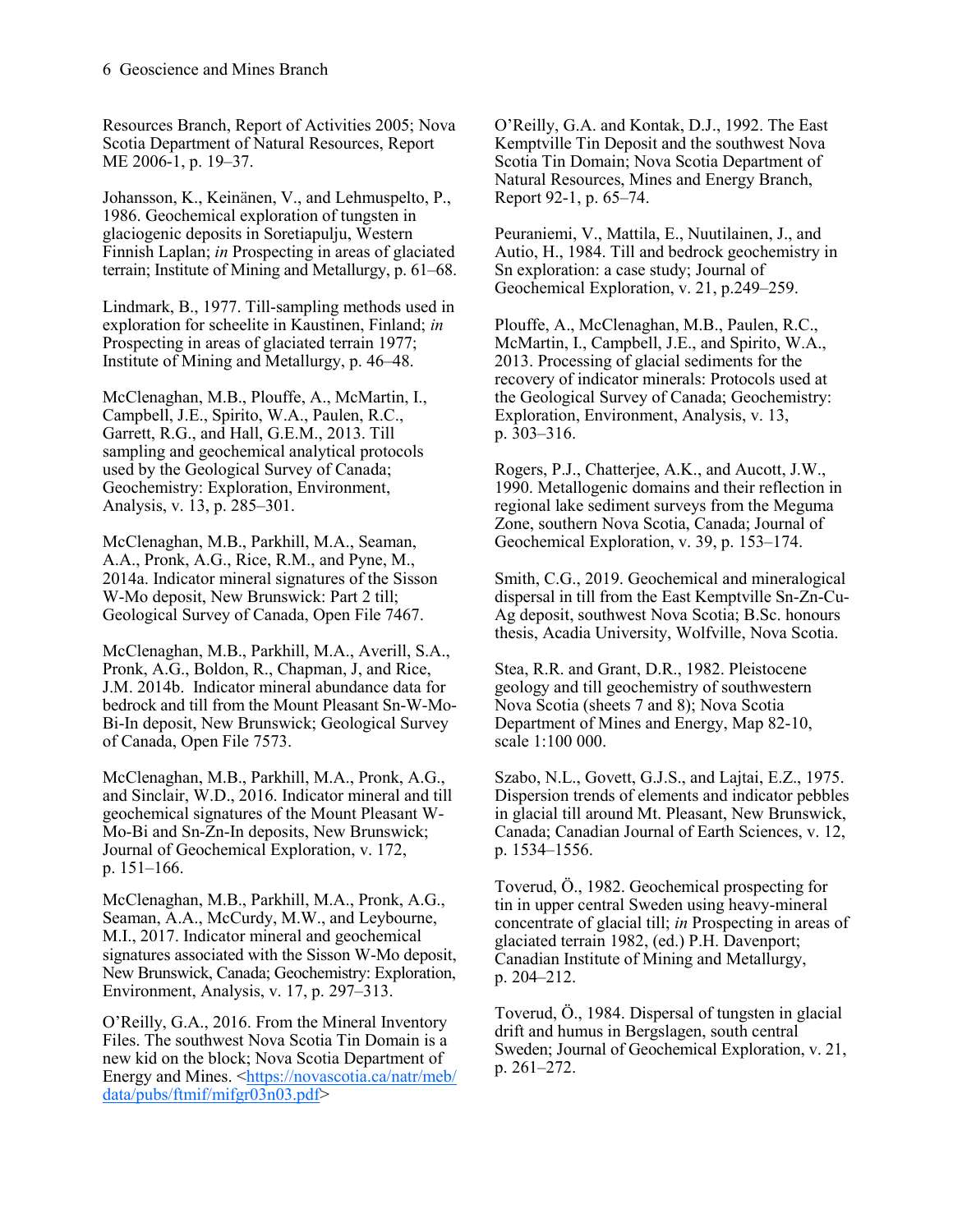Resources Branch, Report of Activities 2005; Nova Scotia Department of Natural Resources, Report ME 2006-1, p. 19–37.

Johansson, K., Keinänen, V., and Lehmuspelto, P., 1986. Geochemical exploration of tungsten in glaciogenic deposits in Soretiapulju, Western Finnish Laplan; *in* Prospecting in areas of glaciated terrain; Institute of Mining and Metallurgy, p. 61–68.

Lindmark, B., 1977. Till-sampling methods used in exploration for scheelite in Kaustinen, Finland; *in* Prospecting in areas of glaciated terrain 1977; Institute of Mining and Metallurgy, p. 46–48.

McClenaghan, M.B., Plouffe, A., McMartin, I., Campbell, J.E., Spirito, W.A., Paulen, R.C., Garrett, R.G., and Hall, G.E.M., 2013. Till sampling and geochemical analytical protocols used by the Geological Survey of Canada; Geochemistry: Exploration, Environment, Analysis, v. 13, p. 285–301.

McClenaghan, M.B., Parkhill, M.A., Seaman, A.A., Pronk, A.G., Rice, R.M., and Pyne, M., 2014a. Indicator mineral signatures of the Sisson W-Mo deposit, New Brunswick: Part 2 till; Geological Survey of Canada, Open File 7467.

McClenaghan, M.B., Parkhill, M.A., Averill, S.A., Pronk, A.G., Boldon, R., Chapman, J, and Rice, J.M. 2014b. Indicator mineral abundance data for bedrock and till from the Mount Pleasant Sn-W-Mo-Bi-In deposit, New Brunswick; Geological Survey of Canada, Open File 7573.

McClenaghan, M.B., Parkhill, M.A., Pronk, A.G., and Sinclair, W.D., 2016. Indicator mineral and till geochemical signatures of the Mount Pleasant W-Mo-Bi and Sn-Zn-In deposits, New Brunswick; Journal of Geochemical Exploration, v. 172, p. 151–166.

McClenaghan, M.B., Parkhill, M.A., Pronk, A.G., Seaman, A.A., McCurdy, M.W., and Leybourne, M.I., 2017. Indicator mineral and geochemical signatures associated with the Sisson W-Mo deposit, New Brunswick, Canada; Geochemistry: Exploration, Environment, Analysis, v. 17, p. 297–313.

O'Reilly, G.A., 2016. From the Mineral Inventory Files. The southwest Nova Scotia Tin Domain is a new kid on the block; Nova Scotia Department of Energy and Mines. <https://novascotia.ca/natr/meb/data/pubs/ftmif/mifgr03n03.pdf>

O'Reilly, G.A. and Kontak, D.J., 1992. The East Kemptville Tin Deposit and the southwest Nova Scotia Tin Domain; Nova Scotia Department of Natural Resources, Mines and Energy Branch, Report 92-1, p. 65–74.

Peuraniemi, V., Mattila, E., Nuutilainen, J., and Autio, H., 1984. Till and bedrock geochemistry in Sn exploration: a case study; Journal of Geochemical Exploration, v. 21, p.249–259.

Plouffe, A., McClenaghan, M.B., Paulen, R.C., McMartin, I., Campbell, J.E., and Spirito, W.A., 2013. Processing of glacial sediments for the recovery of indicator minerals: Protocols used at the Geological Survey of Canada; Geochemistry: Exploration, Environment, Analysis, v. 13, p. 303–316.

Rogers, P.J., Chatterjee, A.K., and Aucott, J.W., 1990. Metallogenic domains and their reflection in regional lake sediment surveys from the Meguma Zone, southern Nova Scotia, Canada; Journal of Geochemical Exploration, v. 39, p. 153–174.

Smith, C.G., 2019. Geochemical and mineralogical dispersal in till from the East Kemptville Sn-Zn-Cu-Ag deposit, southwest Nova Scotia; B.Sc. honours thesis, Acadia University, Wolfville, Nova Scotia.

Stea, R.R. and Grant, D.R., 1982. Pleistocene geology and till geochemistry of southwestern Nova Scotia (sheets 7 and 8); Nova Scotia Department of Mines and Energy, Map 82-10, scale 1:100 000.

Szabo, N.L., Govett, G.J.S., and Lajtai, E.Z., 1975. Dispersion trends of elements and indicator pebbles in glacial till around Mt. Pleasant, New Brunswick, Canada; Canadian Journal of Earth Sciences, v. 12, p. 1534–1556.

Toverud, Ö., 1982. Geochemical prospecting for tin in upper central Sweden using heavy-mineral concentrate of glacial till; *in* Prospecting in areas of glaciated terrain 1982, (ed.) P.H. Davenport; Canadian Institute of Mining and Metallurgy, p. 204–212.

Toverud, Ö., 1984. Dispersal of tungsten in glacial drift and humus in Bergslagen, south central Sweden; Journal of Geochemical Exploration, v. 21, p. 261–272.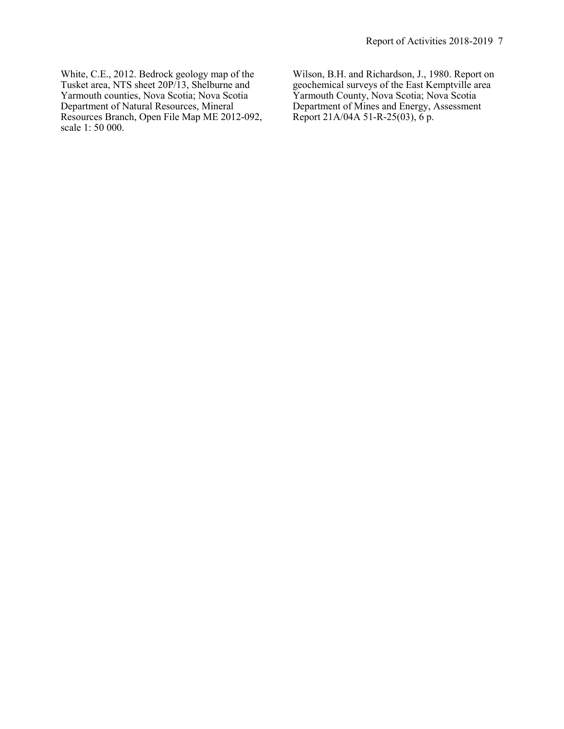White, C.E., 2012. Bedrock geology map of the Tusket area, NTS sheet 20P/13, Shelburne and Yarmouth counties, Nova Scotia; Nova Scotia Department of Natural Resources, Mineral Resources Branch, Open File Map ME 2012-092, scale 1: 50 000.

Wilson, B.H. and Richardson, J., 1980. Report on geochemical surveys of the East Kemptville area Yarmouth County, Nova Scotia; Nova Scotia Department of Mines and Energy, Assessment Report 21A/04A 51-R-25(03), 6 p.